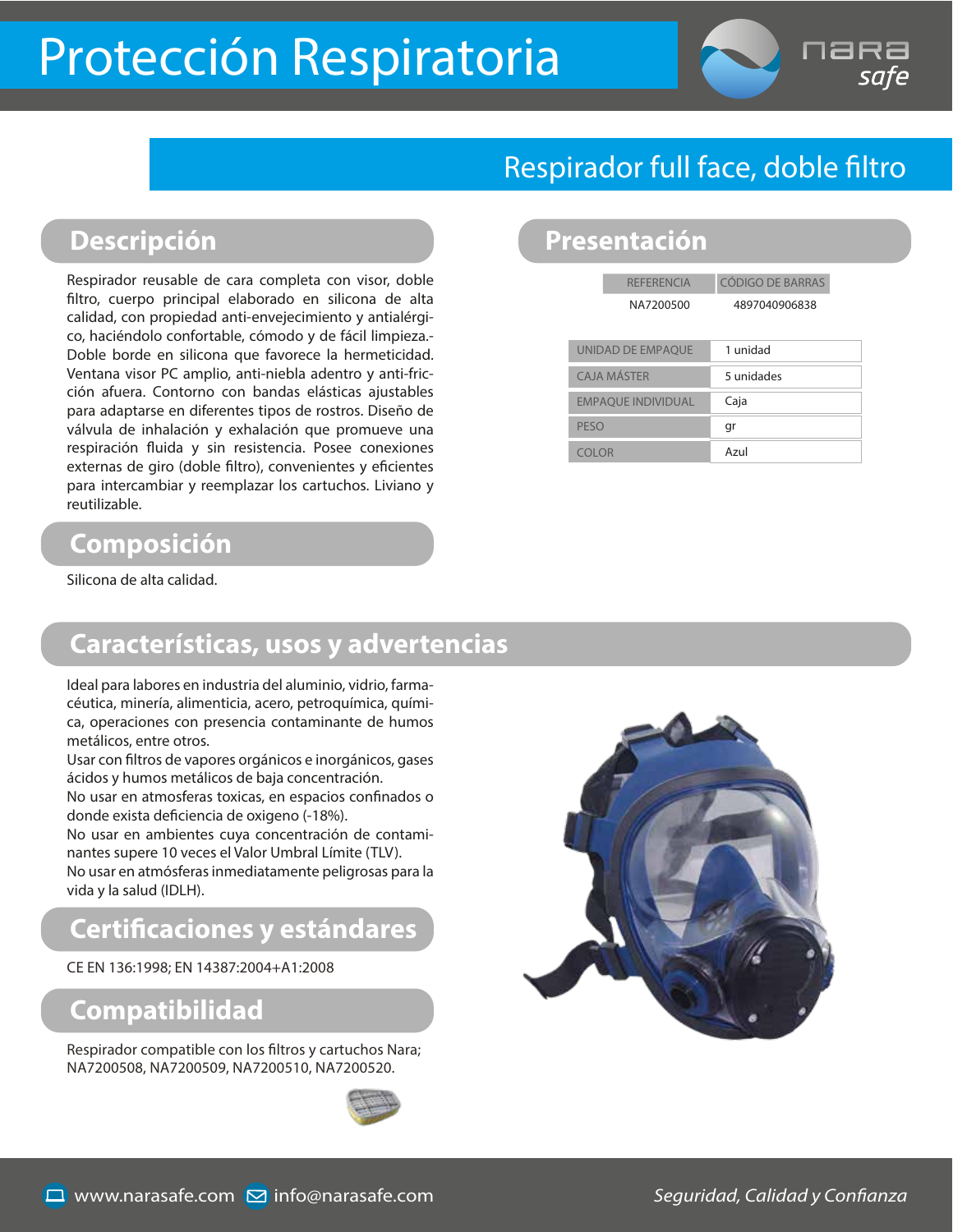# Protección Respiratoria

nara safe

## Respirador full face, doble filtro

## Descripción

Respirador reusable de cara completa con visor, doble filtro, cuerpo principal elaborado en silicona de alta calidad, con propiedad anti-envejecimiento y antialérgico, haciéndolo confortable, cómodo y de fácil limpieza.- Doble borde en silicona que favorece la hermeticidad. Ventana visor PC amplio, anti-niebla adentro y anti-fricción afuera. Contorno con bandas elásticas ajustables para adaptarse en diferentes tipos de rostros. Diseño de válvula de inhalación y exhalación que promueve una respiración fluida y sin resistencia. Posee conexiones externas de giro (doble filtro), convenientes y eficientes para intercambiar y reemplazar los cartuchos. Liviano y reutilizable.

## Presentación

| REFERENCIA | CÓDIGO DE BARRAS |
|---|---|
| NA7200500 | 4897040906838 |

| | |
|---|---|
| UNIDAD DE EMPAQUE | 1 unidad |
| CAJA MÁSTER | 5 unidades |
| EMPAQUE INDIVIDUAL | Caja |
| PESO | gr |
| COLOR | Azul |

## Composición

Silicona de alta calidad.

## Características, usos y advertencias

Ideal para labores en industria del aluminio, vidrio, farmacéutica, minería, alimenticia, acero, petroquímica, química, operaciones con presencia contaminante de humos metálicos, entre otros.
Usar con filtros de vapores orgánicos e inorgánicos, gases ácidos y humos metálicos de baja concentración.
No usar en atmosferas toxicas, en espacios confinados o donde exista deficiencia de oxigeno (-18%).
No usar en ambientes cuya concentración de contaminantes supere 10 veces el Valor Umbral Límite (TLV).
No usar en atmósferas inmediatamente peligrosas para la vida y la salud (IDLH).

## Certificaciones y estándares

CE EN 136:1998; EN 14387:2004+A1:2008

## Compatibilidad

Respirador compatible con los filtros y cartuchos Nara; NA7200508, NA7200509, NA7200510, NA7200520.

www.narasafe.com info@narasafe.com *Seguridad, Calidad y Confianza*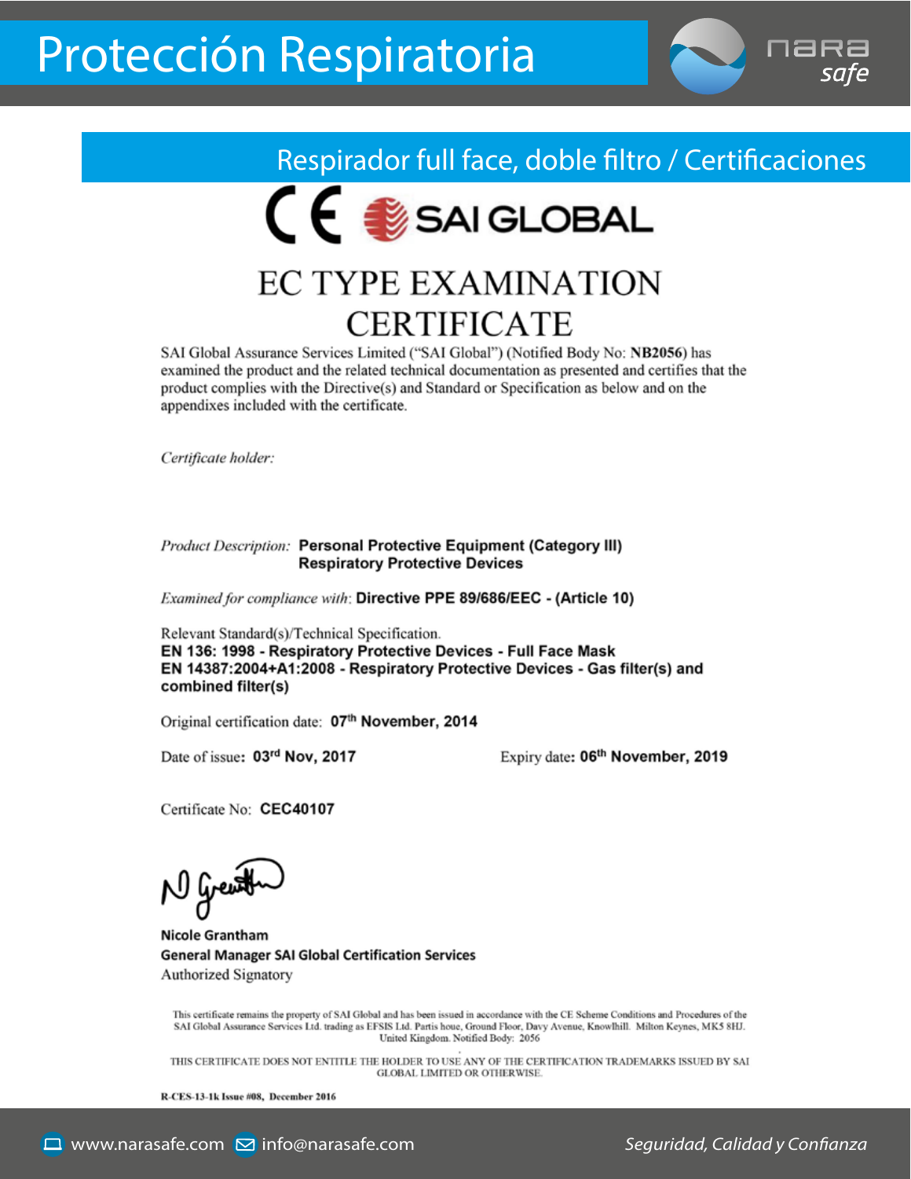# Protección Respiratoria

## Respirador full face, doble filtro / Certificaciones

CE SAI GLOBAL

# EC TYPE EXAMINATION CERTIFICATE

SAI Global Assurance Services Limited ("SAI Global") (Notified Body No: **NB2056**) has examined the product and the related technical documentation as presented and certifies that the product complies with the Directive(s) and Standard or Specification as below and on the appendixes included with the certificate.

*Certificate holder:*

*Product Description:* **Personal Protective Equipment (Category III)**
**Respiratory Protective Devices**

*Examined for compliance with*: **Directive PPE 89/686/EEC - (Article 10)**

Relevant Standard(s)/Technical Specification.
**EN 136: 1998 - Respiratory Protective Devices - Full Face Mask**
**EN 14387:2004+A1:2008 - Respiratory Protective Devices - Gas filter(s) and combined filter(s)**

Original certification date: **07th November, 2014**

Date of issue: **03rd Nov, 2017** Expiry date: **06th November, 2019**

Certificate No: **CEC40107**

**Nicole Grantham**
**General Manager SAI Global Certification Services**
Authorized Signatory

This certificate remains the property of SAI Global and has been issued in accordance with the CE Scheme Conditions and Procedures of the SAI Global Assurance Services Ltd. trading as EFSIS Ltd. Partis houe, Ground Floor, Davy Avenue, Knowlhill. Milton Keynes, MK5 8HJ. United Kingdom. Notified Body: 2056

THIS CERTIFICATE DOES NOT ENTITLE THE HOLDER TO USE ANY OF THE CERTIFICATION TRADEMARKS ISSUED BY SAI GLOBAL LIMITED OR OTHERWISE.

**R-CES-13-1k Issue #08, December 2016**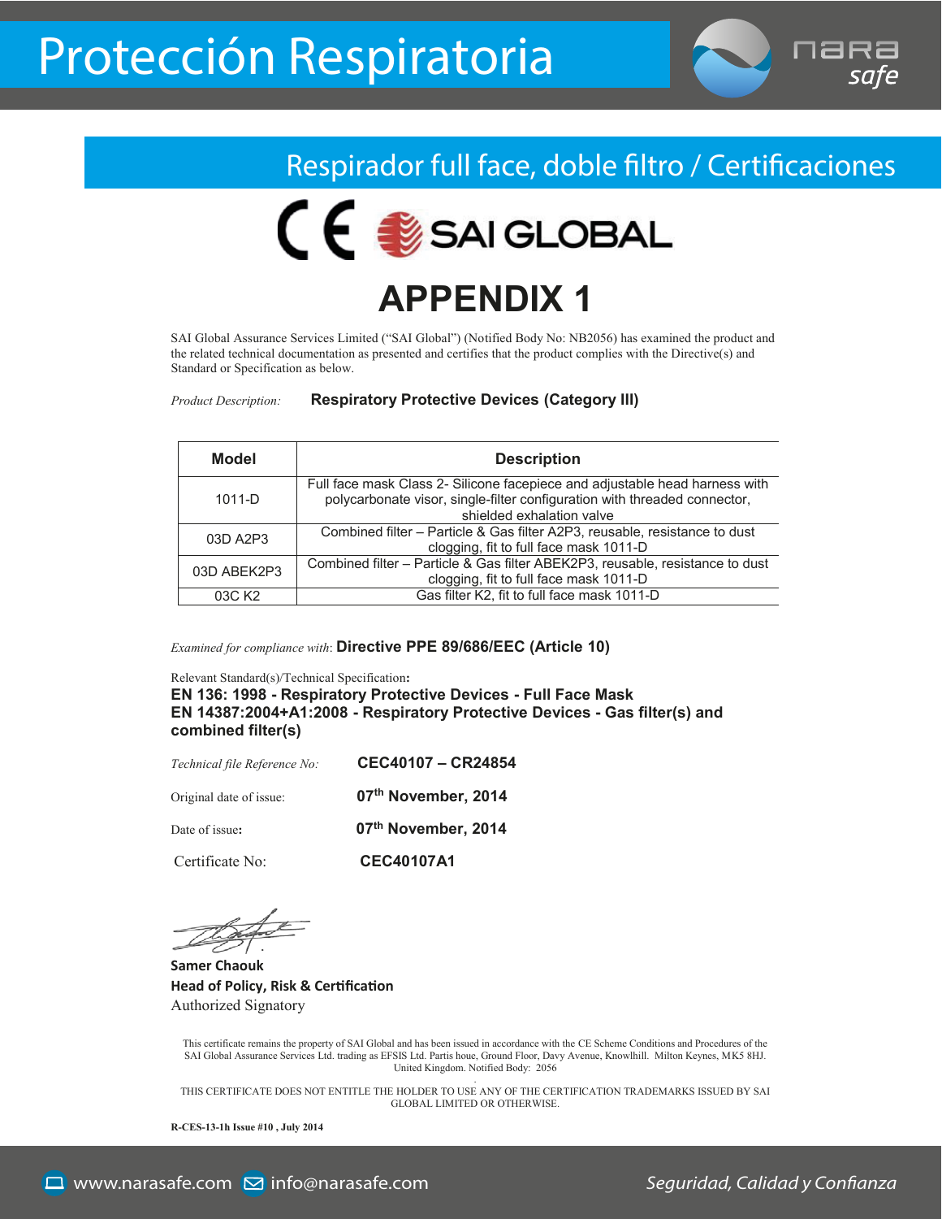# Protección Respiratoria

## Respirador full face, doble filtro / Certificaciones

CE SAI GLOBAL

# APPENDIX 1

SAI Global Assurance Services Limited ("SAI Global") (Notified Body No: NB2056) has examined the product and the related technical documentation as presented and certifies that the product complies with the Directive(s) and Standard or Specification as below.

*Product Description:* **Respiratory Protective Devices (Category III)**

| Model | Description |
|---|---|
| 1011-D | Full face mask Class 2- Silicone facepiece and adjustable head harness with polycarbonate visor, single-filter configuration with threaded connector, shielded exhalation valve |
| 03D A2P3 | Combined filter – Particle & Gas filter A2P3, reusable, resistance to dust clogging, fit to full face mask 1011-D |
| 03D ABEK2P3 | Combined filter – Particle & Gas filter ABEK2P3, reusable, resistance to dust clogging, fit to full face mask 1011-D |
| 03C K2 | Gas filter K2, fit to full face mask 1011-D |

*Examined for compliance with:* **Directive PPE 89/686/EEC (Article 10)**

Relevant Standard(s)/Technical Specification**:**
**EN 136: 1998 - Respiratory Protective Devices - Full Face Mask**
**EN 14387:2004+A1:2008 - Respiratory Protective Devices - Gas filter(s) and combined filter(s)**

*Technical file Reference No:* **CEC40107 – CR24854**

Original date of issue: **07th November, 2014**

Date of issue**:** **07th November, 2014**

Certificate No: **CEC40107A1**

**Samer Chaouk**
**Head of Policy, Risk & Certification**
Authorized Signatory

This certificate remains the property of SAI Global and has been issued in accordance with the CE Scheme Conditions and Procedures of the SAI Global Assurance Services Ltd. trading as EFSIS Ltd. Partis houe, Ground Floor, Davy Avenue, Knowlhill. Milton Keynes, MK5 8HJ. United Kingdom. Notified Body: 2056

THIS CERTIFICATE DOES NOT ENTITLE THE HOLDER TO USE ANY OF THE CERTIFICATION TRADEMARKS ISSUED BY SAI GLOBAL LIMITED OR OTHERWISE.

**R-CES-13-1h Issue #10 , July 2014**

www.narasafe.com info@narasafe.com *Seguridad, Calidad y Confianza*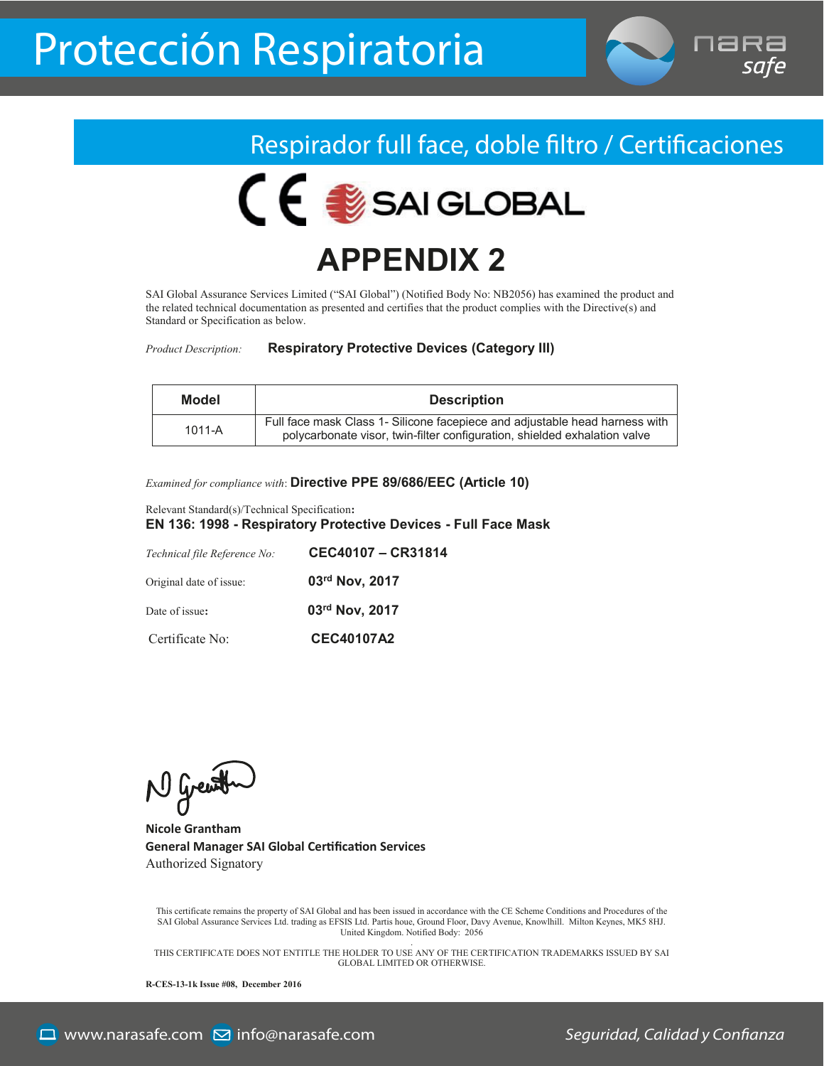# Protección Respiratoria

## Respirador full face, doble filtro / Certificaciones

SAI GLOBAL

# APPENDIX 2

SAI Global Assurance Services Limited ("SAI Global") (Notified Body No: NB2056) has examined the product and the related technical documentation as presented and certifies that the product complies with the Directive(s) and Standard or Specification as below.

*Product Description:* **Respiratory Protective Devices (Category III)**

| Model | Description |
|---|---|
| 1011-A | Full face mask Class 1- Silicone facepiece and adjustable head harness with polycarbonate visor, twin-filter configuration, shielded exhalation valve |

*Examined for compliance with*: **Directive PPE 89/686/EEC (Article 10)**

Relevant Standard(s)/Technical Specification:
**EN 136: 1998 - Respiratory Protective Devices - Full Face Mask**

*Technical file Reference No:* **CEC40107 – CR31814**

Original date of issue: **03rd Nov, 2017**

Date of issue: **03rd Nov, 2017**

Certificate No: **CEC40107A2**

**Nicole Grantham**
**General Manager SAI Global Certification Services**
Authorized Signatory

This certificate remains the property of SAI Global and has been issued in accordance with the CE Scheme Conditions and Procedures of the SAI Global Assurance Services Ltd. trading as EFSIS Ltd. Partis houe, Ground Floor, Davy Avenue, Knowlhill. Milton Keynes, MK5 8HJ. United Kingdom. Notified Body: 2056

THIS CERTIFICATE DOES NOT ENTITLE THE HOLDER TO USE ANY OF THE CERTIFICATION TRADEMARKS ISSUED BY SAI GLOBAL LIMITED OR OTHERWISE.

**R-CES-13-1k Issue #08, December 2016**

www.narasafe.com info@narasafe.com *Seguridad, Calidad y Confianza*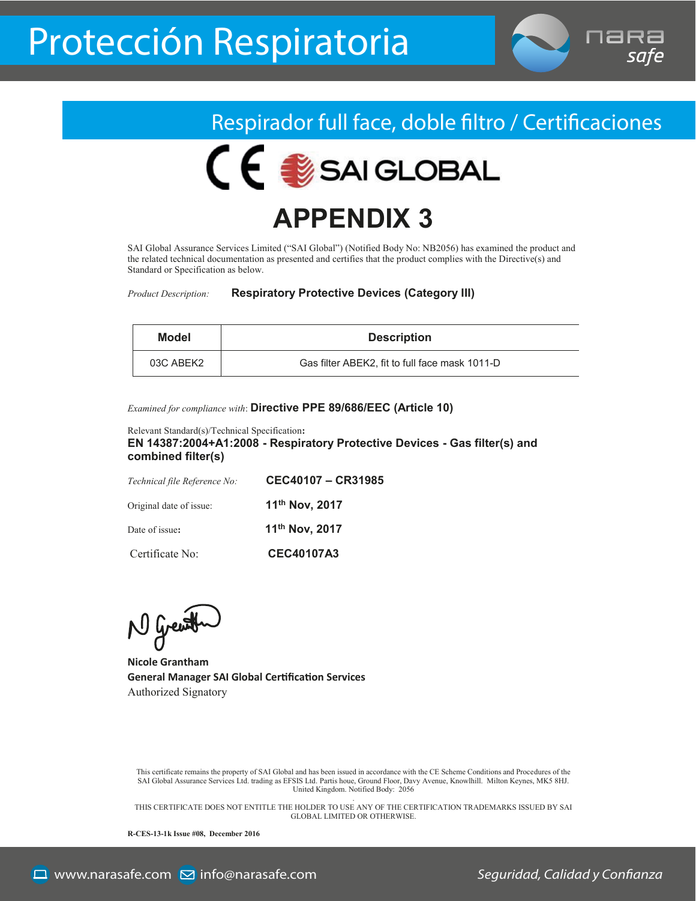# Protección Respiratoria

## Respirador full face, doble filtro / Certificaciones

CE SAI GLOBAL

# APPENDIX 3

SAI Global Assurance Services Limited ("SAI Global") (Notified Body No: NB2056) has examined the product and the related technical documentation as presented and certifies that the product complies with the Directive(s) and Standard or Specification as below.

*Product Description:* **Respiratory Protective Devices (Category III)**

| Model | Description |
|---|---|
| 03C ABEK2 | Gas filter ABEK2, fit to full face mask 1011-D |

*Examined for compliance with*: **Directive PPE 89/686/EEC (Article 10)**

Relevant Standard(s)/Technical Specification**:**
**EN 14387:2004+A1:2008 - Respiratory Protective Devices - Gas filter(s) and combined filter(s)**

*Technical file Reference No:* **CEC40107 – CR31985**

Original date of issue: **11th Nov, 2017**

Date of issue**:** **11th Nov, 2017**

Certificate No: **CEC40107A3**

**Nicole Grantham**
**General Manager SAI Global Certification Services**
Authorized Signatory

This certificate remains the property of SAI Global and has been issued in accordance with the CE Scheme Conditions and Procedures of the SAI Global Assurance Services Ltd. trading as EFSIS Ltd. Partis houe, Ground Floor, Davy Avenue, Knowlhill. Milton Keynes, MK5 8HJ. United Kingdom. Notified Body: 2056

THIS CERTIFICATE DOES NOT ENTITLE THE HOLDER TO USE ANY OF THE CERTIFICATION TRADEMARKS ISSUED BY SAI GLOBAL LIMITED OR OTHERWISE.

**R-CES-13-1k Issue #08, December 2016**

www.narasafe.com info@narasafe.com *Seguridad, Calidad y Confianza*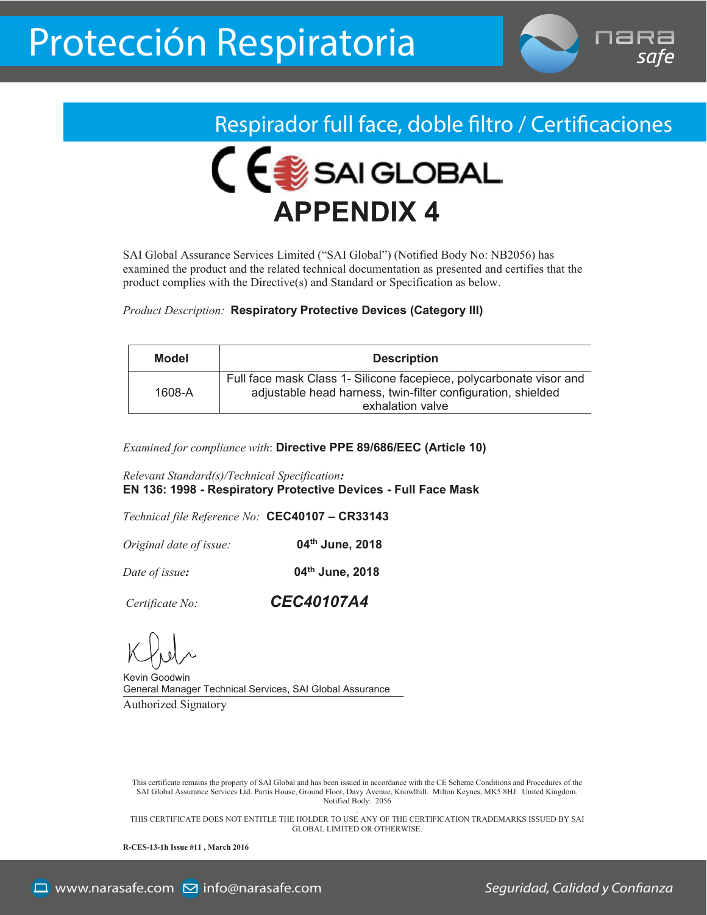# Protección Respiratoria

nara safe

## Respirador full face, doble filtro / Certificaciones

CE SAI GLOBAL

# APPENDIX 4

SAI Global Assurance Services Limited (“SAI Global”) (Notified Body No: NB2056) has examined the product and the related technical documentation as presented and certifies that the product complies with the Directive(s) and Standard or Specification as below.

*Product Description:* **Respiratory Protective Devices (Category III)**

| Model | Description |
|---|---|
| 1608-A | Full face mask Class 1- Silicone facepiece, polycarbonate visor and adjustable head harness, twin-filter configuration, shielded exhalation valve |

*Examined for compliance with*: **Directive PPE 89/686/EEC (Article 10)**

*Relevant Standard(s)/Technical Specification:*
**EN 136: 1998 - Respiratory Protective Devices - Full Face Mask**

*Technical file Reference No:* **CEC40107 – CR33143**

*Original date of issue:* **04th June, 2018**

*Date of issue:* **04th June, 2018**

*Certificate No:* ***CEC40107A4***

Kevin Goodwin
General Manager Technical Services, SAI Global Assurance
Authorized Signatory

This certificate remains the property of SAI Global and has been issued in accordance with the CE Scheme Conditions and Procedures of the SAI Global Assurance Services Ltd. Partis House, Ground Floor, Davy Avenue, Knowlhill. Milton Keynes, MK5 8HJ. United Kingdom.
Notified Body: 2056

THIS CERTIFICATE DOES NOT ENTITLE THE HOLDER TO USE ANY OF THE CERTIFICATION TRADEMARKS ISSUED BY SAI GLOBAL LIMITED OR OTHERWISE.

**R-CES-13-1h Issue #11 , March 2016**

www.narasafe.com info@narasafe.com *Seguridad, Calidad y Confianza*